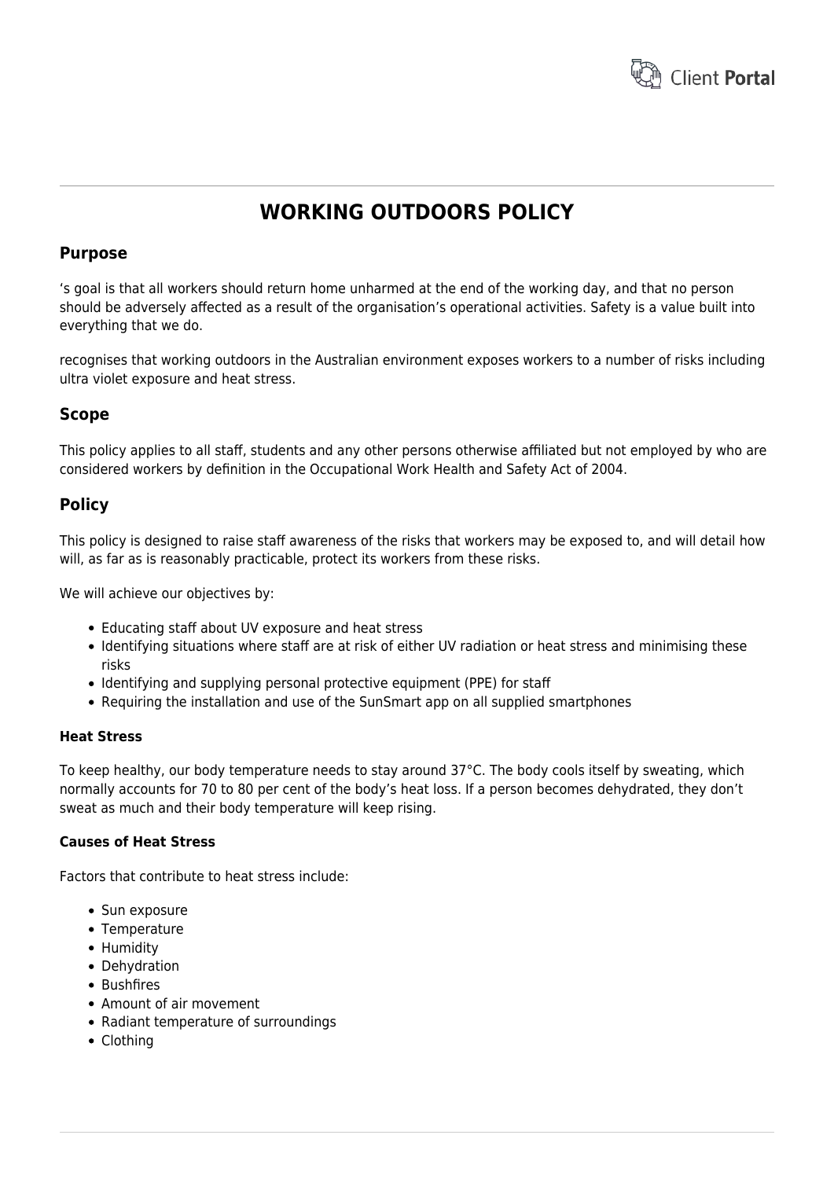# WORKING OUTDOORS POLICY

## Purpose

's goal is that all workers should return home unharmed at the end of the working day, and that no person should be adversely affected as a result of the organisation's operational activities. Safety is a value built into everything that we do.

recognises that working outdoors in the Australian environment exposes workers to a number of risks including ultra violet exposure and heat stress.

## Scope

This policy applies to all staff, students and any other persons otherwise affiliated but not employed by who are considered workers by definition in the Occupational Work Health and Safety Act of 2004.

## Policy

This policy is designed to raise staff awareness of the risks that workers may be exposed to, and will detail how will, as far as is reasonably practicable, protect its workers from these risks.

We will achieve our objectives by:

- Educating staff about UV exposure and heat stress
- Identifying situations where staff are at risk of either UV radiation or heat stress and minimising these risks
- Identifying and supplying personal protective equipment (PPE) for staff
- Requiring the installation and use of the SunSmart app on all supplied smartphones

**Heat Stress**

To keep healthy, our body temperature needs to stay around 37°C. The body cools itself by sweating, which normally accounts for 70 to 80 per cent of the body's heat loss. If a person becomes dehydrated, they don't sweat as much and their body temperature will keep rising.

**Causes of Heat Stress**

Factors that contribute to heat stress include:

- Sun exposure
- Temperature
- Humidity
- Dehydration
- Bushfires
- Amount of air movement
- Radiant temperature of surroundings
- Clothing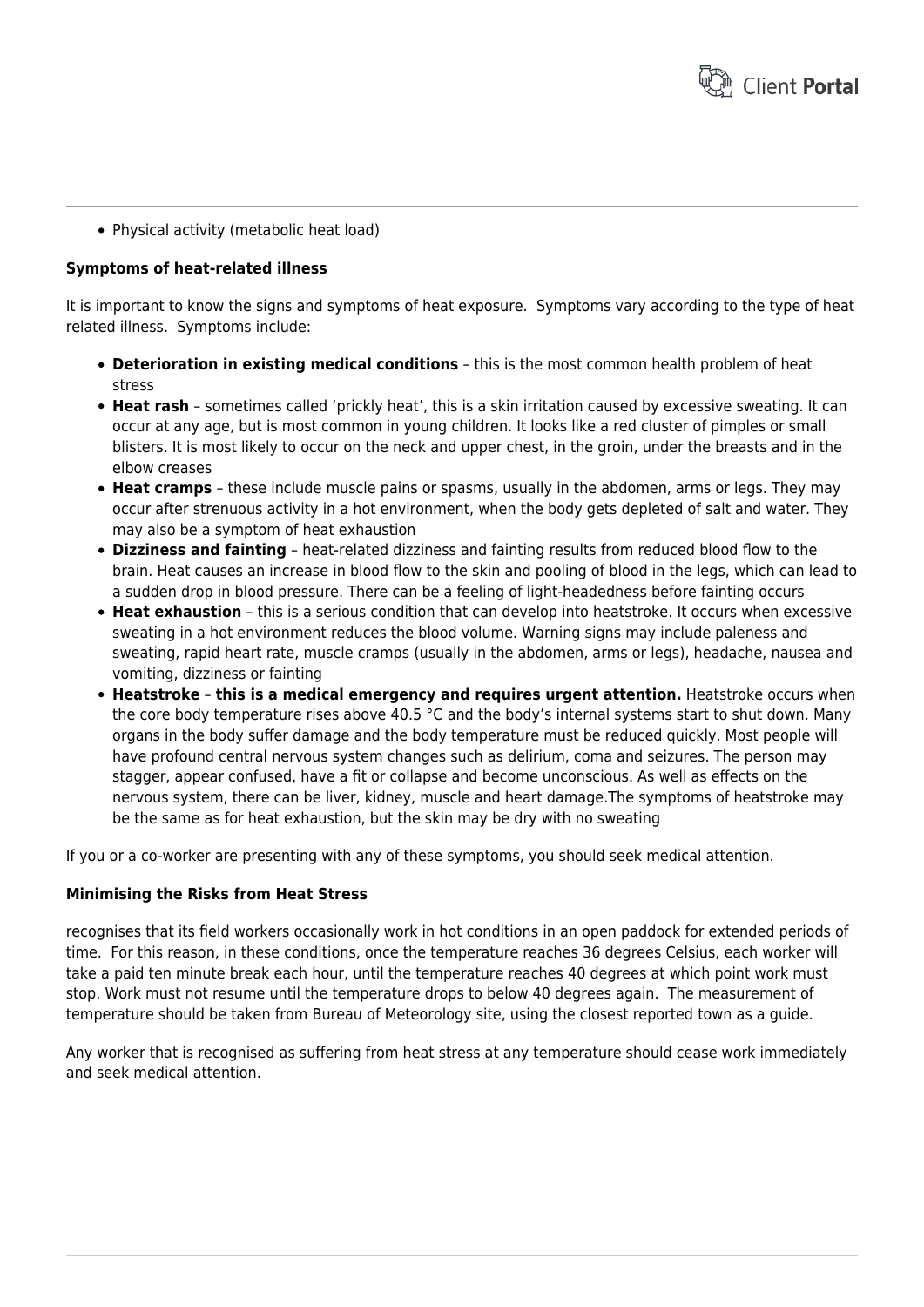- Physical activity (metabolic heat load)

**Symptoms of heat-related illness**

It is important to know the signs and symptoms of heat exposure. Symptoms vary according to the type of heat related illness. Symptoms include:

- **Deterioration in existing medical conditions** – this is the most common health problem of heat stress
- **Heat rash** – sometimes called 'prickly heat', this is a skin irritation caused by excessive sweating. It can occur at any age, but is most common in young children. It looks like a red cluster of pimples or small blisters. It is most likely to occur on the neck and upper chest, in the groin, under the breasts and in the elbow creases
- **Heat cramps** – these include muscle pains or spasms, usually in the abdomen, arms or legs. They may occur after strenuous activity in a hot environment, when the body gets depleted of salt and water. They may also be a symptom of heat exhaustion
- **Dizziness and fainting** – heat-related dizziness and fainting results from reduced blood flow to the brain. Heat causes an increase in blood flow to the skin and pooling of blood in the legs, which can lead to a sudden drop in blood pressure. There can be a feeling of light-headedness before fainting occurs
- **Heat exhaustion** – this is a serious condition that can develop into heatstroke. It occurs when excessive sweating in a hot environment reduces the blood volume. Warning signs may include paleness and sweating, rapid heart rate, muscle cramps (usually in the abdomen, arms or legs), headache, nausea and vomiting, dizziness or fainting
- **Heatstroke** – **this is a medical emergency and requires urgent attention.** Heatstroke occurs when the core body temperature rises above 40.5 °C and the body's internal systems start to shut down. Many organs in the body suffer damage and the body temperature must be reduced quickly. Most people will have profound central nervous system changes such as delirium, coma and seizures. The person may stagger, appear confused, have a fit or collapse and become unconscious. As well as effects on the nervous system, there can be liver, kidney, muscle and heart damage.The symptoms of heatstroke may be the same as for heat exhaustion, but the skin may be dry with no sweating

If you or a co-worker are presenting with any of these symptoms, you should seek medical attention.

**Minimising the Risks from Heat Stress**

recognises that its field workers occasionally work in hot conditions in an open paddock for extended periods of time. For this reason, in these conditions, once the temperature reaches 36 degrees Celsius, each worker will take a paid ten minute break each hour, until the temperature reaches 40 degrees at which point work must stop. Work must not resume until the temperature drops to below 40 degrees again. The measurement of temperature should be taken from Bureau of Meteorology site, using the closest reported town as a guide.

Any worker that is recognised as suffering from heat stress at any temperature should cease work immediately and seek medical attention.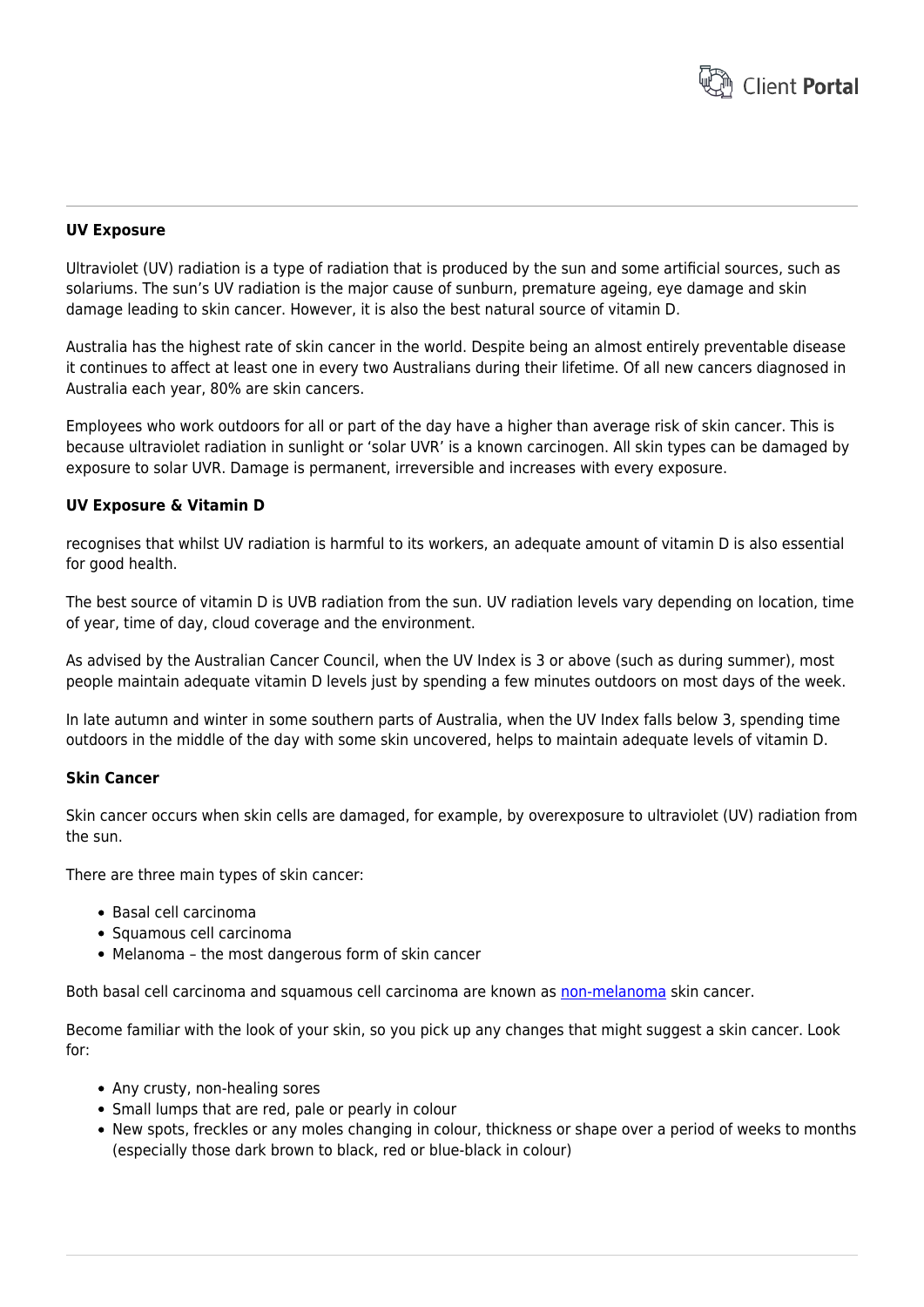**UV Exposure**

Ultraviolet (UV) radiation is a type of radiation that is produced by the sun and some artificial sources, such as solariums. The sun's UV radiation is the major cause of sunburn, premature ageing, eye damage and skin damage leading to skin cancer. However, it is also the best natural source of vitamin D.

Australia has the highest rate of skin cancer in the world. Despite being an almost entirely preventable disease it continues to affect at least one in every two Australians during their lifetime. Of all new cancers diagnosed in Australia each year, 80% are skin cancers.

Employees who work outdoors for all or part of the day have a higher than average risk of skin cancer. This is because ultraviolet radiation in sunlight or 'solar UVR' is a known carcinogen. All skin types can be damaged by exposure to solar UVR. Damage is permanent, irreversible and increases with every exposure.

**UV Exposure & Vitamin D**

recognises that whilst UV radiation is harmful to its workers, an adequate amount of vitamin D is also essential for good health.

The best source of vitamin D is UVB radiation from the sun. UV radiation levels vary depending on location, time of year, time of day, cloud coverage and the environment.

As advised by the Australian Cancer Council, when the UV Index is 3 or above (such as during summer), most people maintain adequate vitamin D levels just by spending a few minutes outdoors on most days of the week.

In late autumn and winter in some southern parts of Australia, when the UV Index falls below 3, spending time outdoors in the middle of the day with some skin uncovered, helps to maintain adequate levels of vitamin D.

**Skin Cancer**

Skin cancer occurs when skin cells are damaged, for example, by overexposure to ultraviolet (UV) radiation from the sun.

There are three main types of skin cancer:

- Basal cell carcinoma
- Squamous cell carcinoma
- Melanoma – the most dangerous form of skin cancer

Both basal cell carcinoma and squamous cell carcinoma are known as non-melanoma skin cancer.

Become familiar with the look of your skin, so you pick up any changes that might suggest a skin cancer. Look for:

- Any crusty, non-healing sores
- Small lumps that are red, pale or pearly in colour
- New spots, freckles or any moles changing in colour, thickness or shape over a period of weeks to months (especially those dark brown to black, red or blue-black in colour)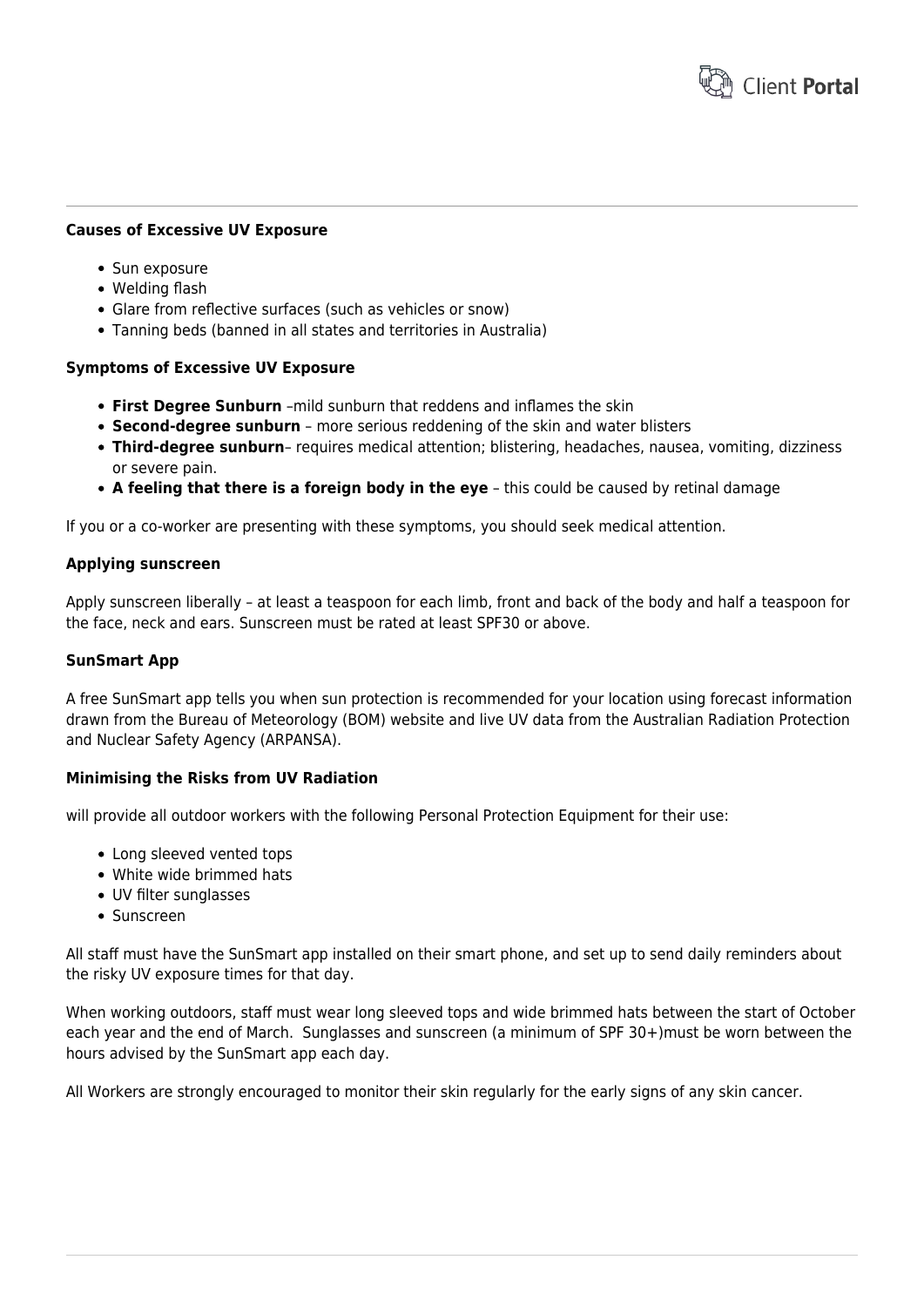**Causes of Excessive UV Exposure**

- Sun exposure
- Welding flash
- Glare from reflective surfaces (such as vehicles or snow)
- Tanning beds (banned in all states and territories in Australia)

**Symptoms of Excessive UV Exposure**

- **First Degree Sunburn** –mild sunburn that reddens and inflames the skin
- **Second-degree sunburn** – more serious reddening of the skin and water blisters
- **Third-degree sunburn**– requires medical attention; blistering, headaches, nausea, vomiting, dizziness or severe pain.
- **A feeling that there is a foreign body in the eye** – this could be caused by retinal damage

If you or a co-worker are presenting with these symptoms, you should seek medical attention.

**Applying sunscreen**

Apply sunscreen liberally – at least a teaspoon for each limb, front and back of the body and half a teaspoon for the face, neck and ears. Sunscreen must be rated at least SPF30 or above.

**SunSmart App**

A free SunSmart app tells you when sun protection is recommended for your location using forecast information drawn from the Bureau of Meteorology (BOM) website and live UV data from the Australian Radiation Protection and Nuclear Safety Agency (ARPANSA).

**Minimising the Risks from UV Radiation**

will provide all outdoor workers with the following Personal Protection Equipment for their use:

- Long sleeved vented tops
- White wide brimmed hats
- UV filter sunglasses
- Sunscreen

All staff must have the SunSmart app installed on their smart phone, and set up to send daily reminders about the risky UV exposure times for that day.

When working outdoors, staff must wear long sleeved tops and wide brimmed hats between the start of October each year and the end of March. Sunglasses and sunscreen (a minimum of SPF 30+)must be worn between the hours advised by the SunSmart app each day.

All Workers are strongly encouraged to monitor their skin regularly for the early signs of any skin cancer.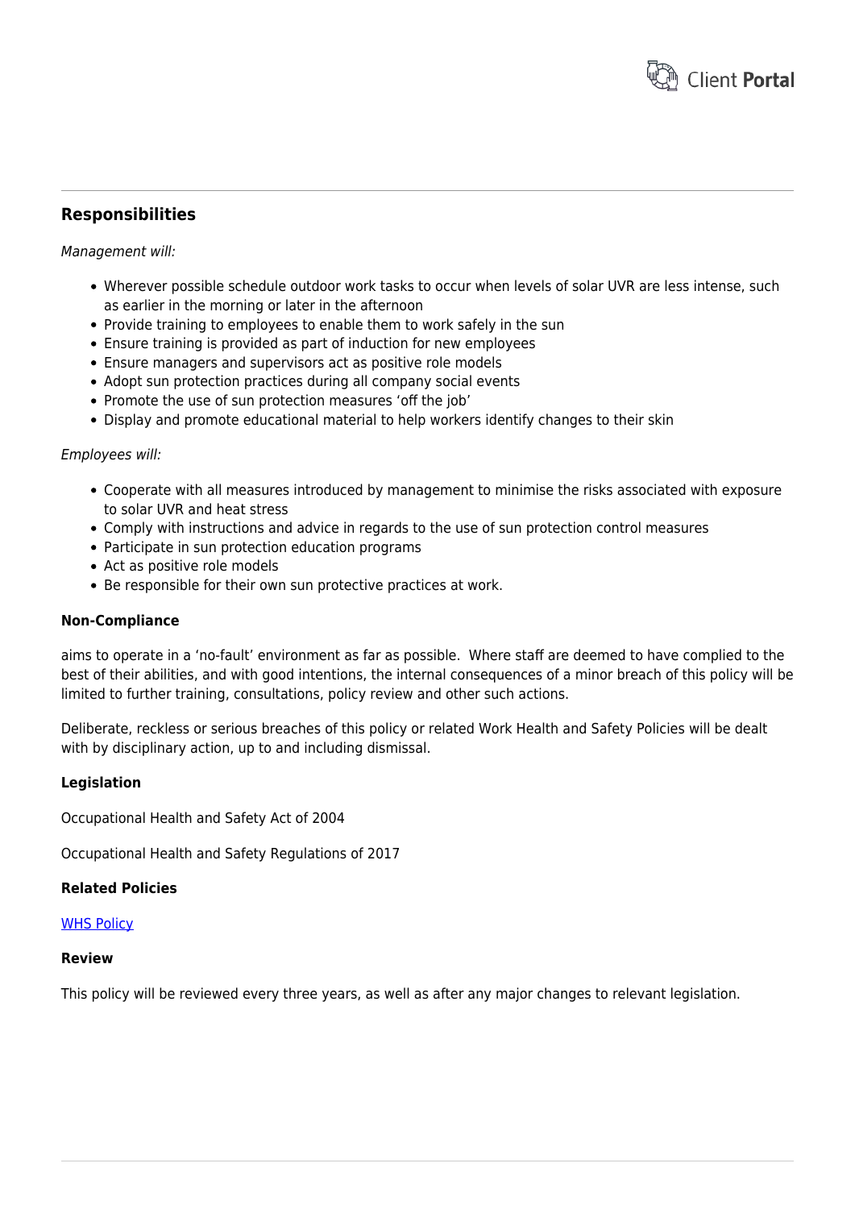## Responsibilities

*Management will:*

- Wherever possible schedule outdoor work tasks to occur when levels of solar UVR are less intense, such as earlier in the morning or later in the afternoon
- Provide training to employees to enable them to work safely in the sun
- Ensure training is provided as part of induction for new employees
- Ensure managers and supervisors act as positive role models
- Adopt sun protection practices during all company social events
- Promote the use of sun protection measures 'off the job'
- Display and promote educational material to help workers identify changes to their skin

*Employees will:*

- Cooperate with all measures introduced by management to minimise the risks associated with exposure to solar UVR and heat stress
- Comply with instructions and advice in regards to the use of sun protection control measures
- Participate in sun protection education programs
- Act as positive role models
- Be responsible for their own sun protective practices at work.

**Non-Compliance**

aims to operate in a 'no-fault' environment as far as possible. Where staff are deemed to have complied to the best of their abilities, and with good intentions, the internal consequences of a minor breach of this policy will be limited to further training, consultations, policy review and other such actions.

Deliberate, reckless or serious breaches of this policy or related Work Health and Safety Policies will be dealt with by disciplinary action, up to and including dismissal.

**Legislation**

Occupational Health and Safety Act of 2004

Occupational Health and Safety Regulations of 2017

**Related Policies**

WHS Policy

**Review**

This policy will be reviewed every three years, as well as after any major changes to relevant legislation.